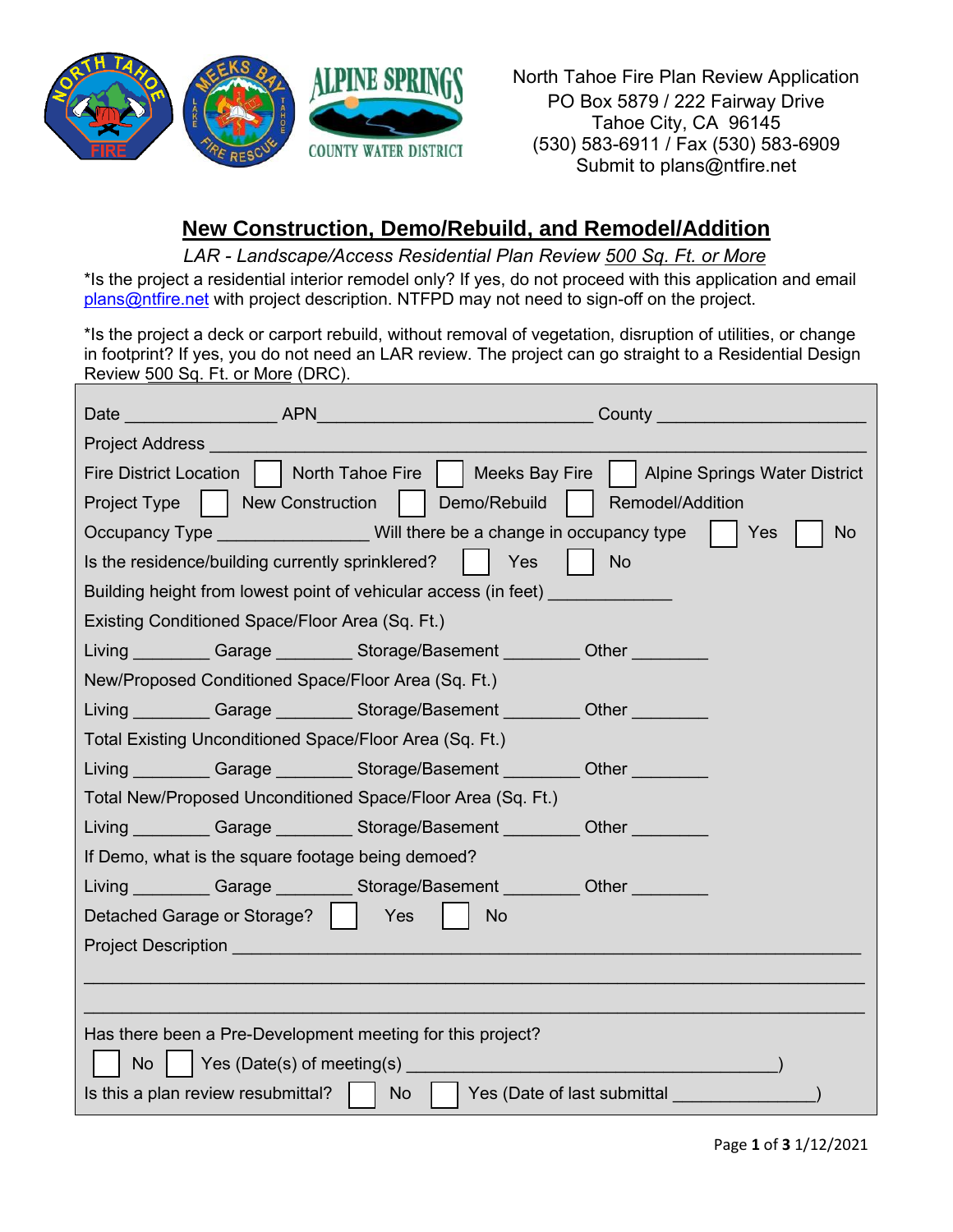North Tahoe Fire Plan Review Application
PO Box 5879 / 222 Fairway Drive
Tahoe City, CA 96145
(530) 583-6911 / Fax (530) 583-6909
Submit to plans@ntfire.net

# New Construction, Demo/Rebuild, and Remodel/Addition

*LAR - Landscape/Access Residential Plan Review 500 Sq. Ft. or More*

*Is the project a residential interior remodel only? If yes, do not proceed with this application and email plans@ntfire.net with project description. NTFPD may not need to sign-off on the project.

*Is the project a deck or carport rebuild, without removal of vegetation, disruption of utilities, or change in footprint? If yes, you do not need an LAR review. The project can go straight to a Residential Design Review 500 Sq. Ft. or More (DRC).

Date ________________ APN ______________________________ County ______________________

Project Address ______________________________________________________________________

Fire District Location ☐ North Tahoe Fire ☐ Meeks Bay Fire ☐ Alpine Springs Water District

Project Type ☐ New Construction ☐ Demo/Rebuild ☐ Remodel/Addition

Occupancy Type ________________ Will there be a change in occupancy type ☐ Yes ☐ No

Is the residence/building currently sprinklered? ☐ Yes ☐ No

Building height from lowest point of vehicular access (in feet) _____________

Existing Conditioned Space/Floor Area (Sq. Ft.)

Living ________ Garage ________ Storage/Basement ________ Other ________

New/Proposed Conditioned Space/Floor Area (Sq. Ft.)

Living ________ Garage ________ Storage/Basement ________ Other ________

Total Existing Unconditioned Space/Floor Area (Sq. Ft.)

Living ________ Garage ________ Storage/Basement ________ Other ________

Total New/Proposed Unconditioned Space/Floor Area (Sq. Ft.)

Living ________ Garage ________ Storage/Basement ________ Other ________

If Demo, what is the square footage being demoed?

Living ________ Garage ________ Storage/Basement ________ Other ________

Detached Garage or Storage? ☐ Yes ☐ No

Project Description ____________________________________________________________________

______________________________________________________________________________________

______________________________________________________________________________________

Has there been a Pre-Development meeting for this project?

☐ No ☐ Yes (Date(s) of meeting(s) ______________________________________)

Is this a plan review resubmittal? ☐ No ☐ Yes (Date of last submittal _______________)

1/12/2021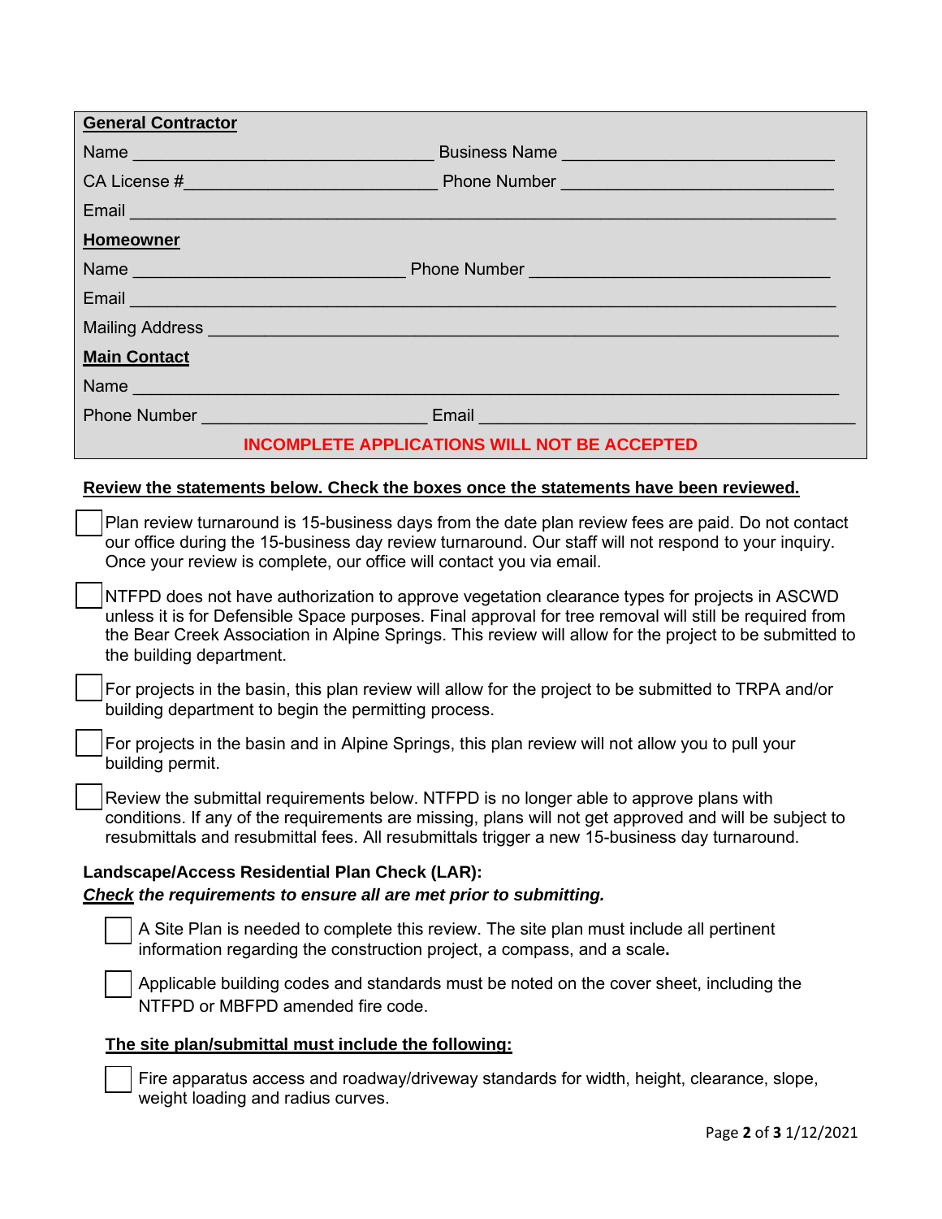**General Contractor**

Name ______________________________ Business Name ____________________________

CA License #_________________________ Phone Number ____________________________

Email ______________________________________________________________________

**Homeowner**

Name ___________________________ Phone Number ______________________________

Email ______________________________________________________________________

Mailing Address _______________________________________________________________

**Main Contact**

Name _______________________________________________________________________

Phone Number ______________________ Email _____________________________________

**INCOMPLETE APPLICATIONS WILL NOT BE ACCEPTED**

**Review the statements below. Check the boxes once the statements have been reviewed.**

☐ Plan review turnaround is 15-business days from the date plan review fees are paid. Do not contact our office during the 15-business day review turnaround. Our staff will not respond to your inquiry. Once your review is complete, our office will contact you via email.

☐ NTFPD does not have authorization to approve vegetation clearance types for projects in ASCWD unless it is for Defensible Space purposes. Final approval for tree removal will still be required from the Bear Creek Association in Alpine Springs. This review will allow for the project to be submitted to the building department.

☐ For projects in the basin, this plan review will allow for the project to be submitted to TRPA and/or building department to begin the permitting process.

☐ For projects in the basin and in Alpine Springs, this plan review will not allow you to pull your building permit.

☐ Review the submittal requirements below. NTFPD is no longer able to approve plans with conditions. If any of the requirements are missing, plans will not get approved and will be subject to resubmittals and resubmittal fees. All resubmittals trigger a new 15-business day turnaround.

**Landscape/Access Residential Plan Check (LAR):**

***Check** the requirements to ensure all are met prior to submitting.*

☐ A Site Plan is needed to complete this review. The site plan must include all pertinent information regarding the construction project, a compass, and a scale.

☐ Applicable building codes and standards must be noted on the cover sheet, including the NTFPD or MBFPD amended fire code.

**The site plan/submittal must include the following:**

☐ Fire apparatus access and roadway/driveway standards for width, height, clearance, slope, weight loading and radius curves.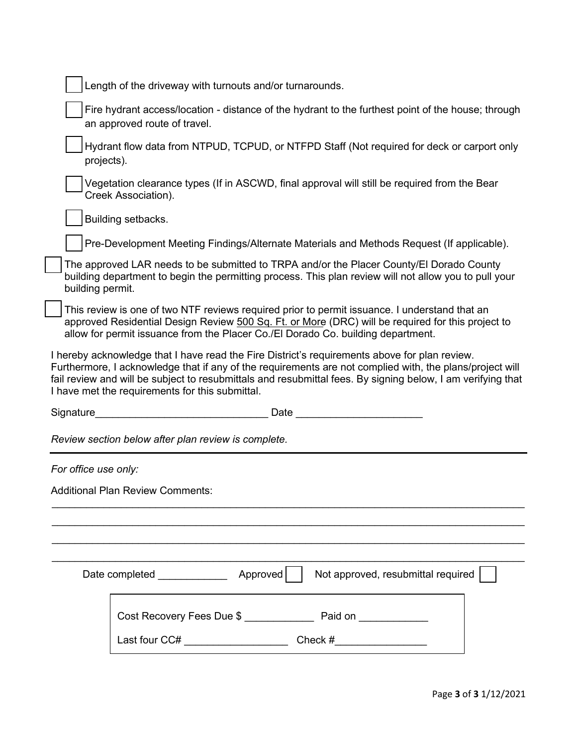- [ ] Length of the driveway with turnouts and/or turnarounds.
- [ ] Fire hydrant access/location - distance of the hydrant to the furthest point of the house; through an approved route of travel.
- [ ] Hydrant flow data from NTPUD, TCPUD, or NTFPD Staff (Not required for deck or carport only projects).
- [ ] Vegetation clearance types (If in ASCWD, final approval will still be required from the Bear Creek Association).
- [ ] Building setbacks.
- [ ] Pre-Development Meeting Findings/Alternate Materials and Methods Request (If applicable).

- [ ] The approved LAR needs to be submitted to TRPA and/or the Placer County/El Dorado County building department to begin the permitting process. This plan review will not allow you to pull your building permit.
- [ ] This review is one of two NTF reviews required prior to permit issuance. I understand that an approved Residential Design Review 500 Sq. Ft. or More (DRC) will be required for this project to allow for permit issuance from the Placer Co./El Dorado Co. building department.

I hereby acknowledge that I have read the Fire District's requirements above for plan review. Furthermore, I acknowledge that if any of the requirements are not complied with, the plans/project will fail review and will be subject to resubmittals and resubmittal fees. By signing below, I am verifying that I have met the requirements for this submittal.

Signature______________________________ Date ______________________

*Review section below after plan review is complete.*

---

*For office use only:*

Additional Plan Review Comments:

____________________________________________________________________________________

____________________________________________________________________________________

____________________________________________________________________________________

____________________________________________________________________________________

Date completed ____________ Approved [ ] Not approved, resubmittal required [ ]

Cost Recovery Fees Due $ ____________ Paid on ____________

Last four CC# __________________ Check #________________